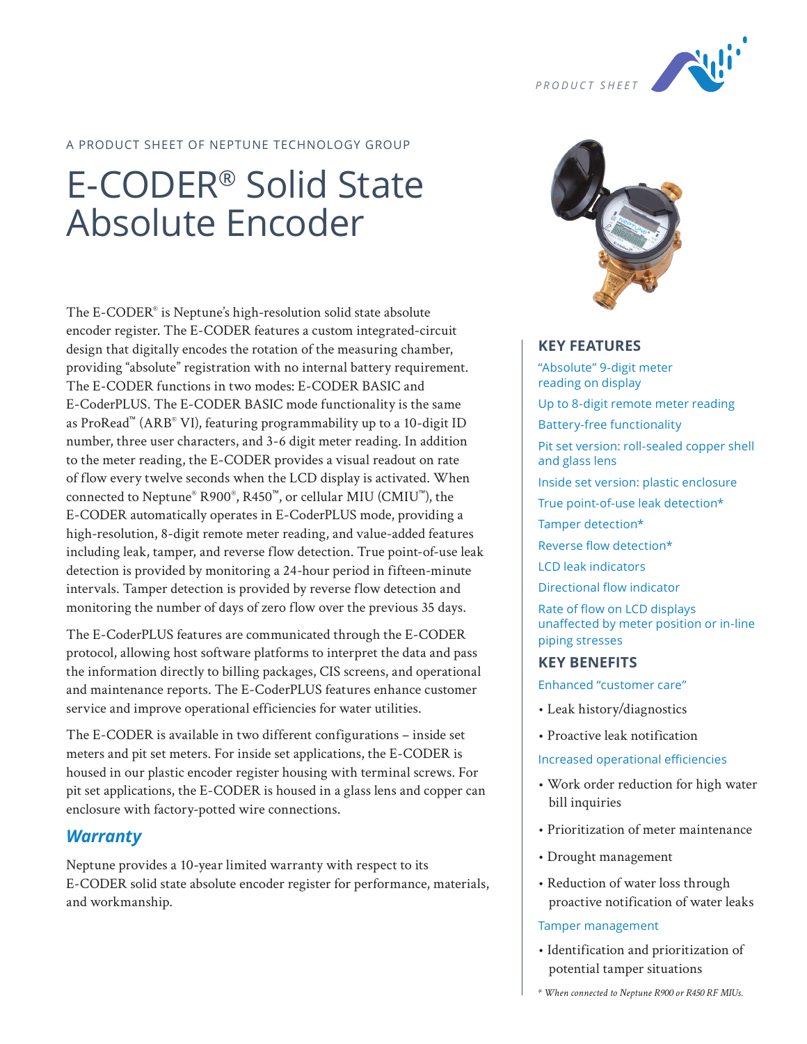PRODUCT SHEET

A PRODUCT SHEET OF NEPTUNE TECHNOLOGY GROUP

# E-CODER® Solid State Absolute Encoder

The E-CODER® is Neptune's high-resolution solid state absolute encoder register. The E-CODER features a custom integrated-circuit design that digitally encodes the rotation of the measuring chamber, providing "absolute" registration with no internal battery requirement. The E-CODER functions in two modes: E-CODER BASIC and E-CoderPLUS. The E-CODER BASIC mode functionality is the same as ProRead™ (ARB® VI), featuring programmability up to a 10-digit ID number, three user characters, and 3-6 digit meter reading. In addition to the meter reading, the E-CODER provides a visual readout on rate of flow every twelve seconds when the LCD display is activated. When connected to Neptune® R900®, R450™, or cellular MIU (CMIU™), the E-CODER automatically operates in E-CoderPLUS mode, providing a high-resolution, 8-digit remote meter reading, and value-added features including leak, tamper, and reverse flow detection. True point-of-use leak detection is provided by monitoring a 24-hour period in fifteen-minute intervals. Tamper detection is provided by reverse flow detection and monitoring the number of days of zero flow over the previous 35 days.

The E-CoderPLUS features are communicated through the E-CODER protocol, allowing host software platforms to interpret the data and pass the information directly to billing packages, CIS screens, and operational and maintenance reports. The E-CoderPLUS features enhance customer service and improve operational efficiencies for water utilities.

The E-CODER is available in two different configurations – inside set meters and pit set meters. For inside set applications, the E-CODER is housed in our plastic encoder register housing with terminal screws. For pit set applications, the E-CODER is housed in a glass lens and copper can enclosure with factory-potted wire connections.

## *Warranty*

Neptune provides a 10-year limited warranty with respect to its E-CODER solid state absolute encoder register for performance, materials, and workmanship.

## KEY FEATURES

- "Absolute" 9-digit meter reading on display
- Up to 8-digit remote meter reading
- Battery-free functionality
- Pit set version: roll-sealed copper shell and glass lens
- Inside set version: plastic enclosure
- True point-of-use leak detection*
- Tamper detection*
- Reverse flow detection*
- LCD leak indicators
- Directional flow indicator
- Rate of flow on LCD displays unaffected by meter position or in-line piping stresses

## KEY BENEFITS

Enhanced "customer care"

- Leak history/diagnostics
- Proactive leak notification

Increased operational efficiencies

- Work order reduction for high water bill inquiries
- Prioritization of meter maintenance
- Drought management
- Reduction of water loss through proactive notification of water leaks

Tamper management

- Identification and prioritization of potential tamper situations

*\* When connected to Neptune R900 or R450 RF MIUs.*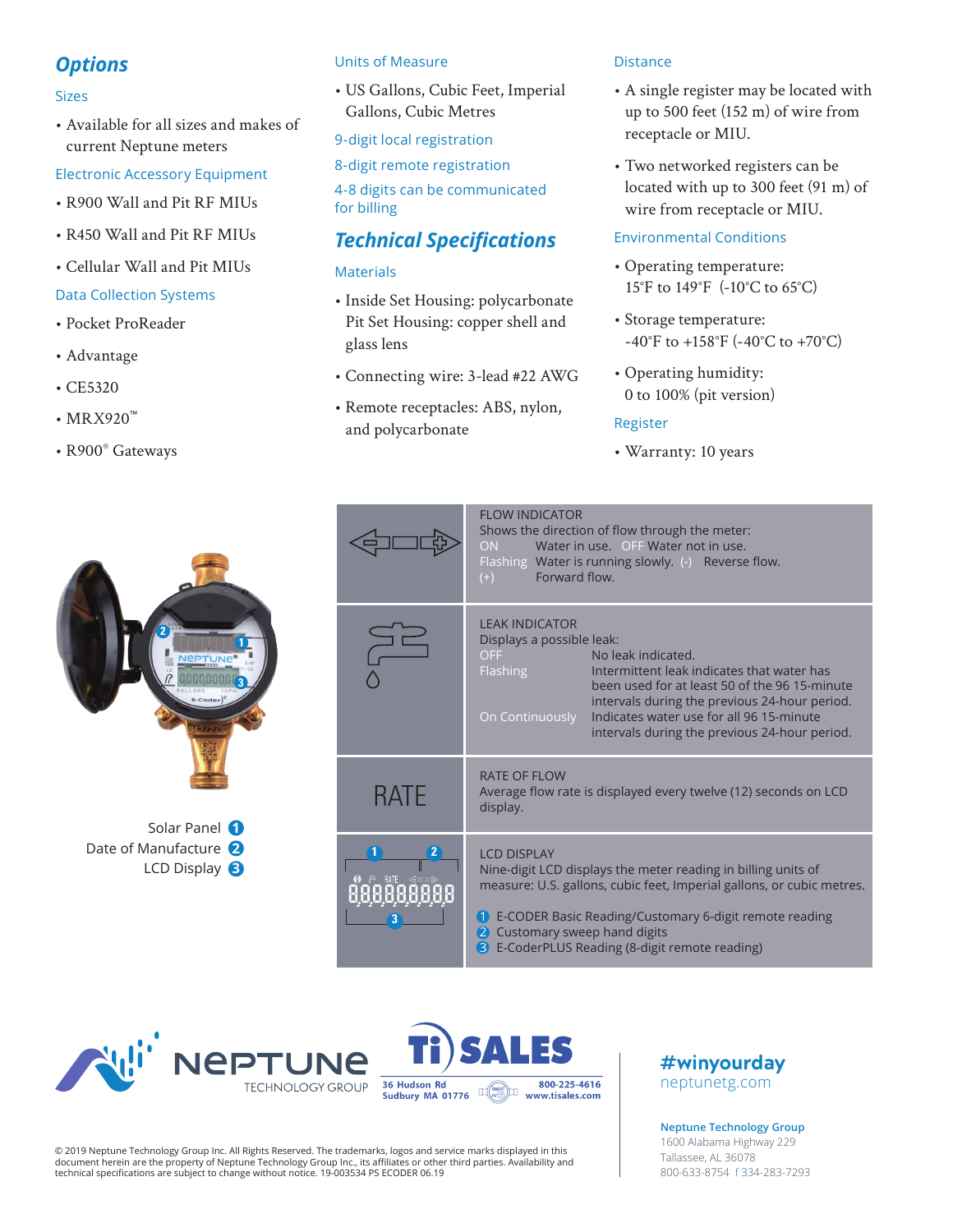## Options

### Sizes

- Available for all sizes and makes of current Neptune meters

### Electronic Accessory Equipment

- R900 Wall and Pit RF MIUs
- R450 Wall and Pit RF MIUs
- Cellular Wall and Pit MIUs

### Data Collection Systems

- Pocket ProReader
- Advantage
- CE5320
- MRX920™
- R900® Gateways

### Units of Measure

- US Gallons, Cubic Feet, Imperial Gallons, Cubic Metres

9-digit local registration

8-digit remote registration

4-8 digits can be communicated for billing

## Technical Specifications

### Materials

- Inside Set Housing: polycarbonate Pit Set Housing: copper shell and glass lens
- Connecting wire: 3-lead #22 AWG
- Remote receptacles: ABS, nylon, and polycarbonate

### Distance

- A single register may be located with up to 500 feet (152 m) of wire from receptacle or MIU.
- Two networked registers can be located with up to 300 feet (91 m) of wire from receptacle or MIU.

### Environmental Conditions

- Operating temperature: 15°F to 149°F (-10°C to 65°C)
- Storage temperature: -40°F to +158°F (-40°C to +70°C)
- Operating humidity: 0 to 100% (pit version)

### Register

- Warranty: 10 years

Solar Panel 1
Date of Manufacture 2
LCD Display 3

| | |
|---|---|
| | FLOW INDICATOR<br>Shows the direction of flow through the meter:<br>ON Water in use. OFF Water not in use.<br>Flashing Water is running slowly. (-) Reverse flow.<br>(+) Forward flow. |
| | LEAK INDICATOR<br>Displays a possible leak:<br>OFF No leak indicated.<br>Flashing Intermittent leak indicates that water has been used for at least 50 of the 96 15-minute intervals during the previous 24-hour period.<br>On Continuously Indicates water use for all 96 15-minute intervals during the previous 24-hour period. |
| RATE | RATE OF FLOW<br>Average flow rate is displayed every twelve (12) seconds on LCD display. |
| | LCD DISPLAY<br>Nine-digit LCD displays the meter reading in billing units of measure: U.S. gallons, cubic feet, Imperial gallons, or cubic metres.<br>1 E-CODER Basic Reading/Customary 6-digit remote reading<br>2 Customary sweep hand digits<br>3 E-CoderPLUS Reading (8-digit remote reading) |

NEPTUNE TECHNOLOGY GROUP

Ti SALES
36 Hudson Rd
Sudbury MA 01776
800-225-4616
www.tisales.com

#winyourday
neptunetg.com

Neptune Technology Group
1600 Alabama Highway 229
Tallassee, AL 36078
800-633-8754 f 334-283-7293

© 2019 Neptune Technology Group Inc. All Rights Reserved. The trademarks, logos and service marks displayed in this document herein are the property of Neptune Technology Group Inc., its affiliates or other third parties. Availability and technical specifications are subject to change without notice. 19-003534 PS ECODER 06.19